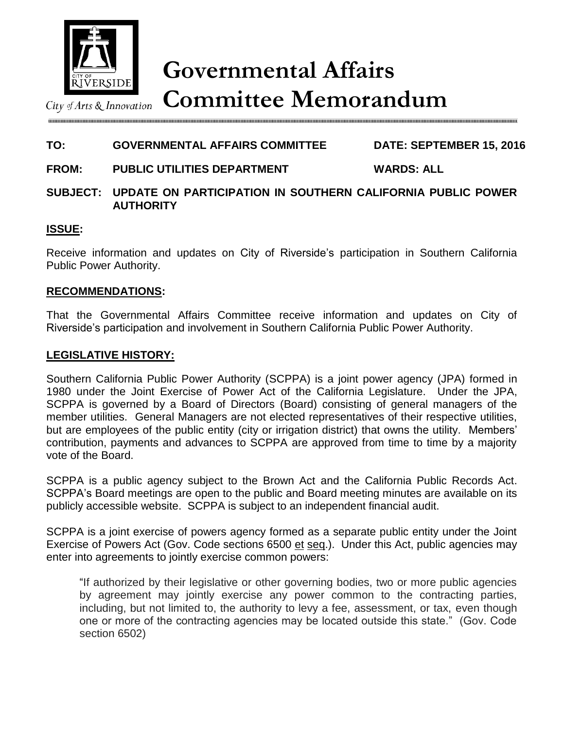# Governmental Affairs Committee Memorandum

City of Arts & Innovation

**TO: GOVERNMENTAL AFFAIRS COMMITTEE** **DATE: SEPTEMBER 15, 2016**

**FROM: PUBLIC UTILITIES DEPARTMENT** **WARDS: ALL**

**SUBJECT: UPDATE ON PARTICIPATION IN SOUTHERN CALIFORNIA PUBLIC POWER AUTHORITY**

## ISSUE:

Receive information and updates on City of Riverside's participation in Southern California Public Power Authority.

## RECOMMENDATIONS:

That the Governmental Affairs Committee receive information and updates on City of Riverside's participation and involvement in Southern California Public Power Authority.

## LEGISLATIVE HISTORY:

Southern California Public Power Authority (SCPPA) is a joint power agency (JPA) formed in 1980 under the Joint Exercise of Power Act of the California Legislature. Under the JPA, SCPPA is governed by a Board of Directors (Board) consisting of general managers of the member utilities. General Managers are not elected representatives of their respective utilities, but are employees of the public entity (city or irrigation district) that owns the utility. Members' contribution, payments and advances to SCPPA are approved from time to time by a majority vote of the Board.

SCPPA is a public agency subject to the Brown Act and the California Public Records Act. SCPPA's Board meetings are open to the public and Board meeting minutes are available on its publicly accessible website. SCPPA is subject to an independent financial audit.

SCPPA is a joint exercise of powers agency formed as a separate public entity under the Joint Exercise of Powers Act (Gov. Code sections 6500 et seq.). Under this Act, public agencies may enter into agreements to jointly exercise common powers:

> "If authorized by their legislative or other governing bodies, two or more public agencies by agreement may jointly exercise any power common to the contracting parties, including, but not limited to, the authority to levy a fee, assessment, or tax, even though one or more of the contracting agencies may be located outside this state." (Gov. Code section 6502)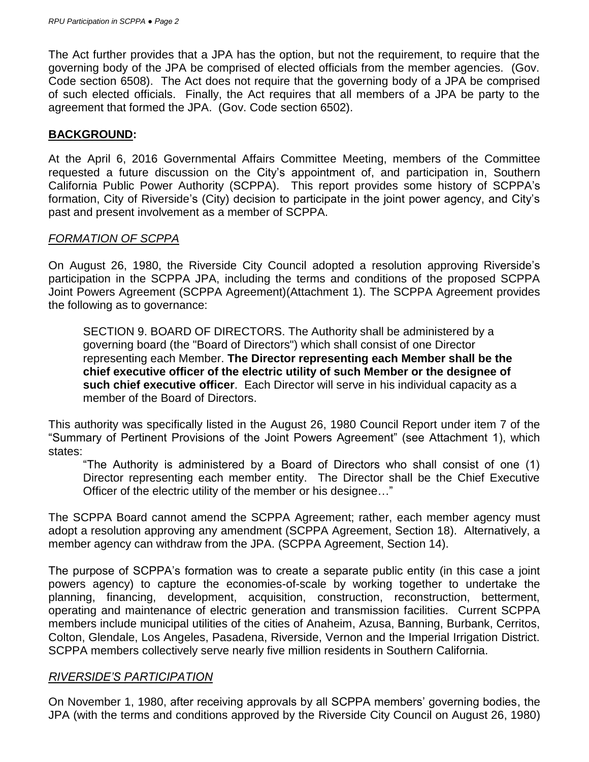The Act further provides that a JPA has the option, but not the requirement, to require that the governing body of the JPA be comprised of elected officials from the member agencies. (Gov. Code section 6508). The Act does not require that the governing body of a JPA be comprised of such elected officials. Finally, the Act requires that all members of a JPA be party to the agreement that formed the JPA. (Gov. Code section 6502).

## **BACKGROUND:**

At the April 6, 2016 Governmental Affairs Committee Meeting, members of the Committee requested a future discussion on the City's appointment of, and participation in, Southern California Public Power Authority (SCPPA). This report provides some history of SCPPA's formation, City of Riverside's (City) decision to participate in the joint power agency, and City's past and present involvement as a member of SCPPA.

### *FORMATION OF SCPPA*

On August 26, 1980, the Riverside City Council adopted a resolution approving Riverside's participation in the SCPPA JPA, including the terms and conditions of the proposed SCPPA Joint Powers Agreement (SCPPA Agreement)(Attachment 1). The SCPPA Agreement provides the following as to governance:

> SECTION 9. BOARD OF DIRECTORS. The Authority shall be administered by a governing board (the "Board of Directors") which shall consist of one Director representing each Member. **The Director representing each Member shall be the chief executive officer of the electric utility of such Member or the designee of such chief executive officer**. Each Director will serve in his individual capacity as a member of the Board of Directors.

This authority was specifically listed in the August 26, 1980 Council Report under item 7 of the "Summary of Pertinent Provisions of the Joint Powers Agreement" (see Attachment 1), which states:

> "The Authority is administered by a Board of Directors who shall consist of one (1) Director representing each member entity. The Director shall be the Chief Executive Officer of the electric utility of the member or his designee…"

The SCPPA Board cannot amend the SCPPA Agreement; rather, each member agency must adopt a resolution approving any amendment (SCPPA Agreement, Section 18). Alternatively, a member agency can withdraw from the JPA. (SCPPA Agreement, Section 14).

The purpose of SCPPA's formation was to create a separate public entity (in this case a joint powers agency) to capture the economies-of-scale by working together to undertake the planning, financing, development, acquisition, construction, reconstruction, betterment, operating and maintenance of electric generation and transmission facilities. Current SCPPA members include municipal utilities of the cities of Anaheim, Azusa, Banning, Burbank, Cerritos, Colton, Glendale, Los Angeles, Pasadena, Riverside, Vernon and the Imperial Irrigation District. SCPPA members collectively serve nearly five million residents in Southern California.

### *RIVERSIDE'S PARTICIPATION*

On November 1, 1980, after receiving approvals by all SCPPA members' governing bodies, the JPA (with the terms and conditions approved by the Riverside City Council on August 26, 1980)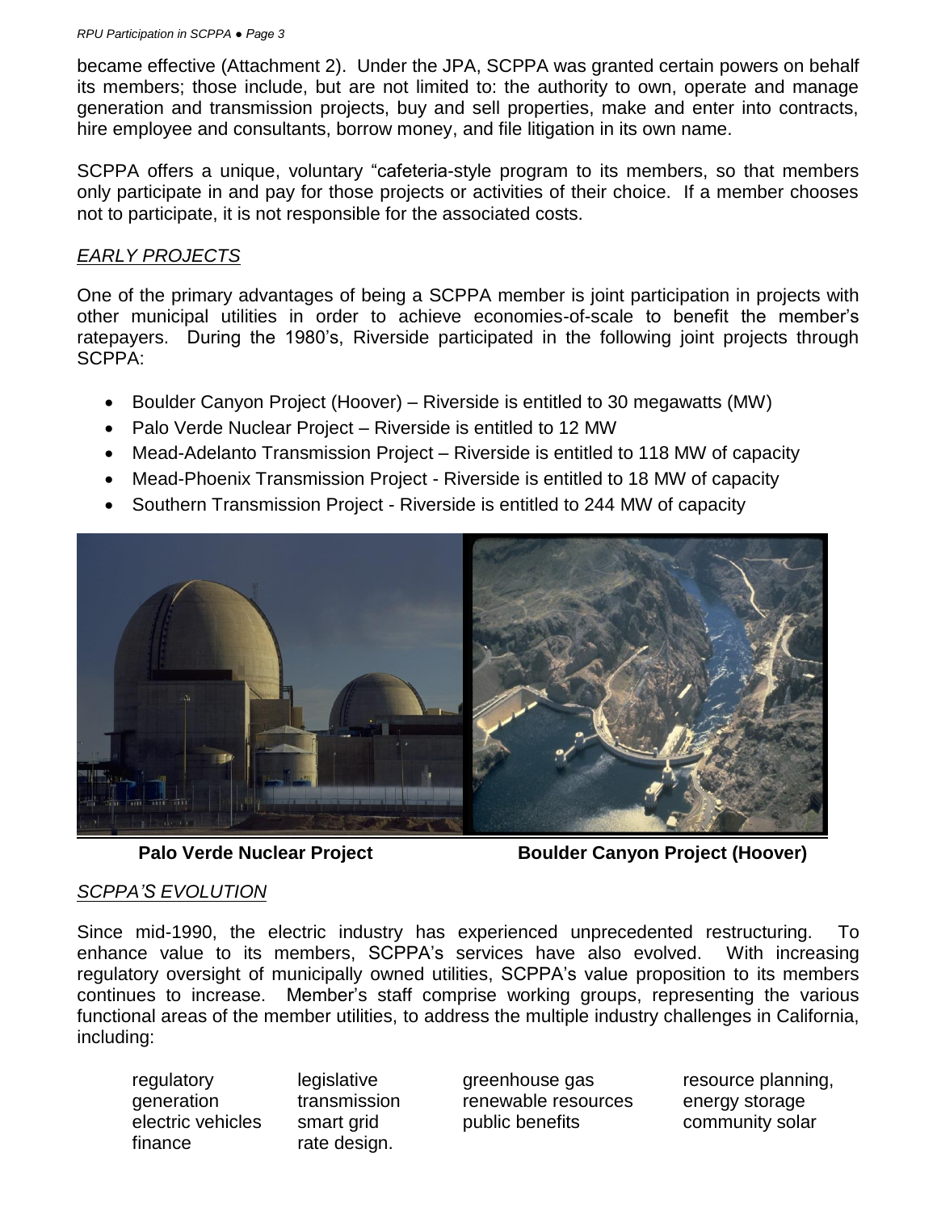became effective (Attachment 2). Under the JPA, SCPPA was granted certain powers on behalf its members; those include, but are not limited to: the authority to own, operate and manage generation and transmission projects, buy and sell properties, make and enter into contracts, hire employee and consultants, borrow money, and file litigation in its own name.

SCPPA offers a unique, voluntary "cafeteria-style program to its members, so that members only participate in and pay for those projects or activities of their choice. If a member chooses not to participate, it is not responsible for the associated costs.

*EARLY PROJECTS*

One of the primary advantages of being a SCPPA member is joint participation in projects with other municipal utilities in order to achieve economies-of-scale to benefit the member's ratepayers. During the 1980's, Riverside participated in the following joint projects through SCPPA:

- Boulder Canyon Project (Hoover) – Riverside is entitled to 30 megawatts (MW)
- Palo Verde Nuclear Project – Riverside is entitled to 12 MW
- Mead-Adelanto Transmission Project – Riverside is entitled to 118 MW of capacity
- Mead-Phoenix Transmission Project - Riverside is entitled to 18 MW of capacity
- Southern Transmission Project - Riverside is entitled to 244 MW of capacity

**Palo Verde Nuclear Project** **Boulder Canyon Project (Hoover)**

*SCPPA'S EVOLUTION*

Since mid-1990, the electric industry has experienced unprecedented restructuring. To enhance value to its members, SCPPA's services have also evolved. With increasing regulatory oversight of municipally owned utilities, SCPPA's value proposition to its members continues to increase. Member's staff comprise working groups, representing the various functional areas of the member utilities, to address the multiple industry challenges in California, including:

| | | | |
|---|---|---|---|
| regulatory | legislative | greenhouse gas | resource planning, |
| generation | transmission | renewable resources | energy storage |
| electric vehicles | smart grid | public benefits | community solar |
| finance | rate design. | | |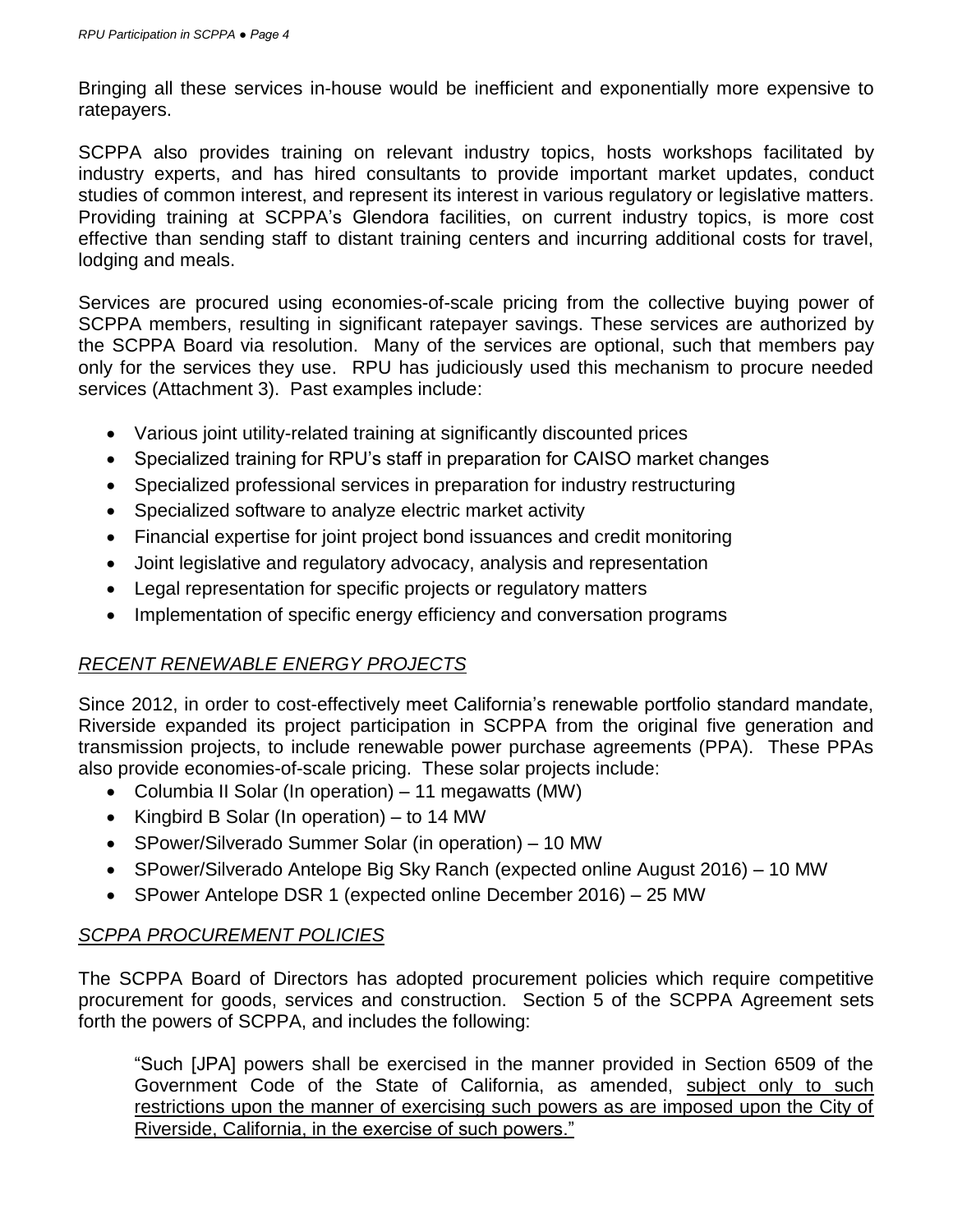Bringing all these services in-house would be inefficient and exponentially more expensive to ratepayers.

SCPPA also provides training on relevant industry topics, hosts workshops facilitated by industry experts, and has hired consultants to provide important market updates, conduct studies of common interest, and represent its interest in various regulatory or legislative matters. Providing training at SCPPA's Glendora facilities, on current industry topics, is more cost effective than sending staff to distant training centers and incurring additional costs for travel, lodging and meals.

Services are procured using economies-of-scale pricing from the collective buying power of SCPPA members, resulting in significant ratepayer savings. These services are authorized by the SCPPA Board via resolution. Many of the services are optional, such that members pay only for the services they use. RPU has judiciously used this mechanism to procure needed services (Attachment 3). Past examples include:

- Various joint utility-related training at significantly discounted prices
- Specialized training for RPU's staff in preparation for CAISO market changes
- Specialized professional services in preparation for industry restructuring
- Specialized software to analyze electric market activity
- Financial expertise for joint project bond issuances and credit monitoring
- Joint legislative and regulatory advocacy, analysis and representation
- Legal representation for specific projects or regulatory matters
- Implementation of specific energy efficiency and conversation programs

## *RECENT RENEWABLE ENERGY PROJECTS*

Since 2012, in order to cost-effectively meet California's renewable portfolio standard mandate, Riverside expanded its project participation in SCPPA from the original five generation and transmission projects, to include renewable power purchase agreements (PPA). These PPAs also provide economies-of-scale pricing. These solar projects include:

- Columbia II Solar (In operation) – 11 megawatts (MW)
- Kingbird B Solar (In operation) – to 14 MW
- SPower/Silverado Summer Solar (in operation) – 10 MW
- SPower/Silverado Antelope Big Sky Ranch (expected online August 2016) – 10 MW
- SPower Antelope DSR 1 (expected online December 2016) – 25 MW

## *SCPPA PROCUREMENT POLICIES*

The SCPPA Board of Directors has adopted procurement policies which require competitive procurement for goods, services and construction. Section 5 of the SCPPA Agreement sets forth the powers of SCPPA, and includes the following:

> "Such [JPA] powers shall be exercised in the manner provided in Section 6509 of the Government Code of the State of California, as amended, <u>subject only to such restrictions upon the manner of exercising such powers as are imposed upon the City of Riverside, California, in the exercise of such powers."</u>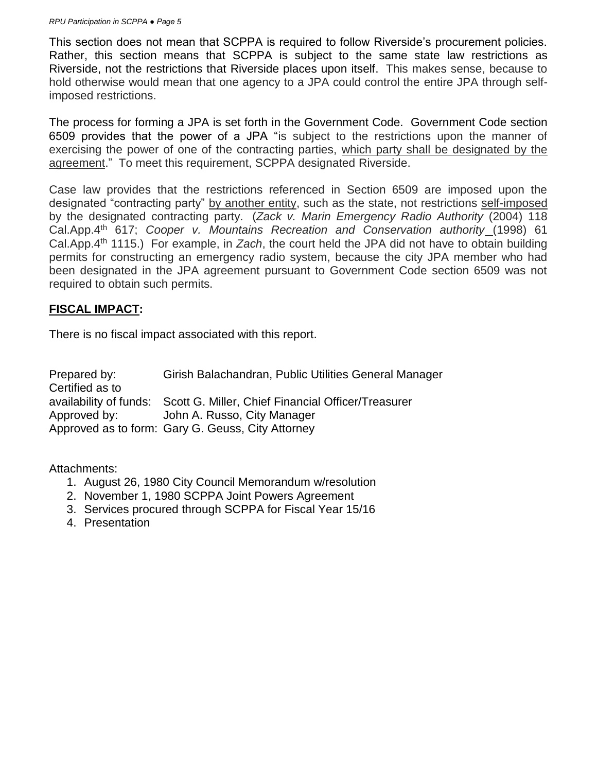This section does not mean that SCPPA is required to follow Riverside's procurement policies. Rather, this section means that SCPPA is subject to the same state law restrictions as Riverside, not the restrictions that Riverside places upon itself. This makes sense, because to hold otherwise would mean that one agency to a JPA could control the entire JPA through self-imposed restrictions.

The process for forming a JPA is set forth in the Government Code. Government Code section 6509 provides that the power of a JPA "is subject to the restrictions upon the manner of exercising the power of one of the contracting parties, <u>which party shall be designated by the agreement</u>." To meet this requirement, SCPPA designated Riverside.

Case law provides that the restrictions referenced in Section 6509 are imposed upon the designated "contracting party" <u>by another entity</u>, such as the state, not restrictions <u>self-imposed</u> by the designated contracting party. (*Zack v. Marin Emergency Radio Authority* (2004) 118 Cal.App.4th 617; *Cooper v. Mountains Recreation and Conservation authority* (1998) 61 Cal.App.4th 1115.) For example, in *Zach*, the court held the JPA did not have to obtain building permits for constructing an emergency radio system, because the city JPA member who had been designated in the JPA agreement pursuant to Government Code section 6509 was not required to obtain such permits.

## FISCAL IMPACT:

There is no fiscal impact associated with this report.

Prepared by: Girish Balachandran, Public Utilities General Manager
Certified as to availability of funds: Scott G. Miller, Chief Financial Officer/Treasurer
Approved by: John A. Russo, City Manager
Approved as to form: Gary G. Geuss, City Attorney

Attachments:

1. August 26, 1980 City Council Memorandum w/resolution
2. November 1, 1980 SCPPA Joint Powers Agreement
3. Services procured through SCPPA for Fiscal Year 15/16
4. Presentation